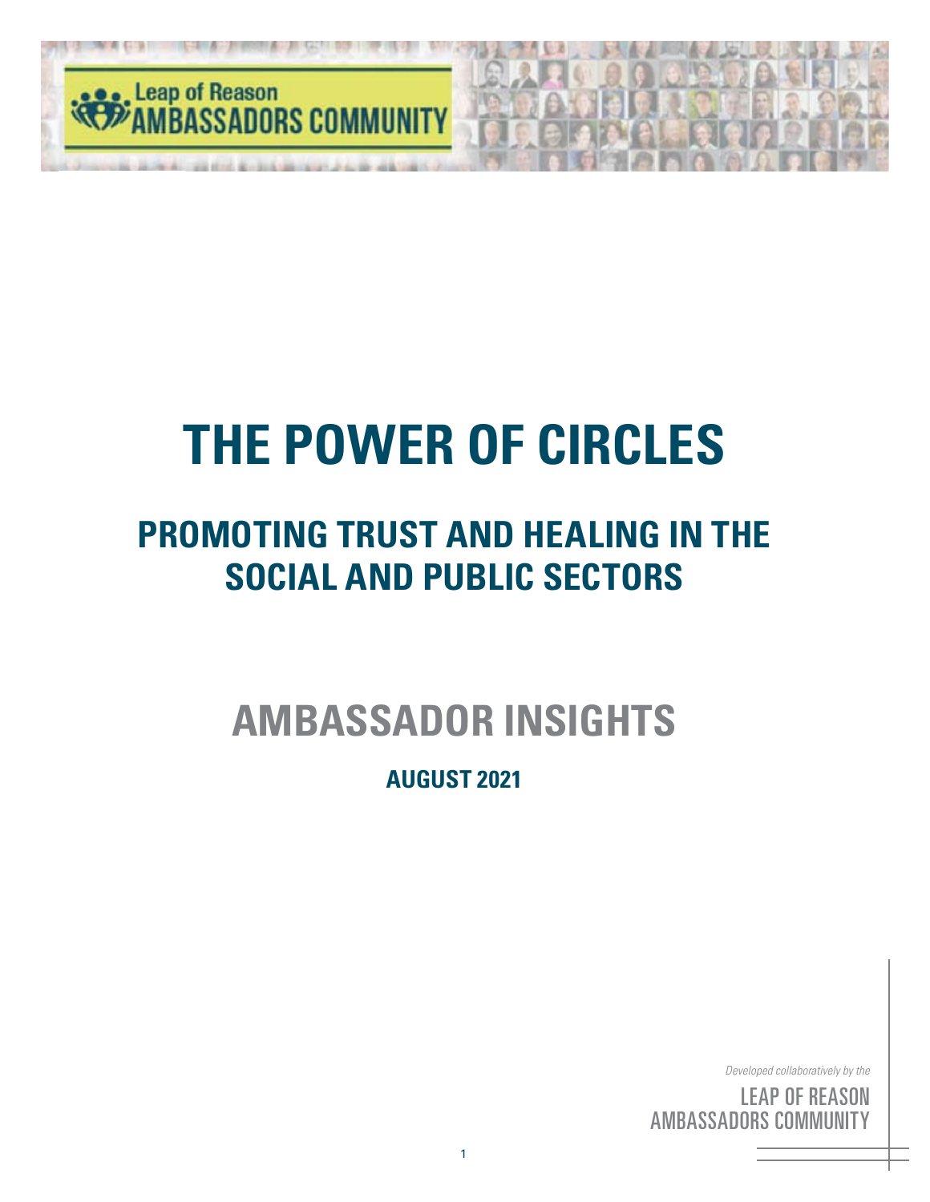Leap of Reason AMBASSADORS COMMUNITY

# THE POWER OF CIRCLES

## PROMOTING TRUST AND HEALING IN THE SOCIAL AND PUBLIC SECTORS

# AMBASSADOR INSIGHTS

### AUGUST 2021

*Developed collaboratively by the*

LEAP OF REASON AMBASSADORS COMMUNITY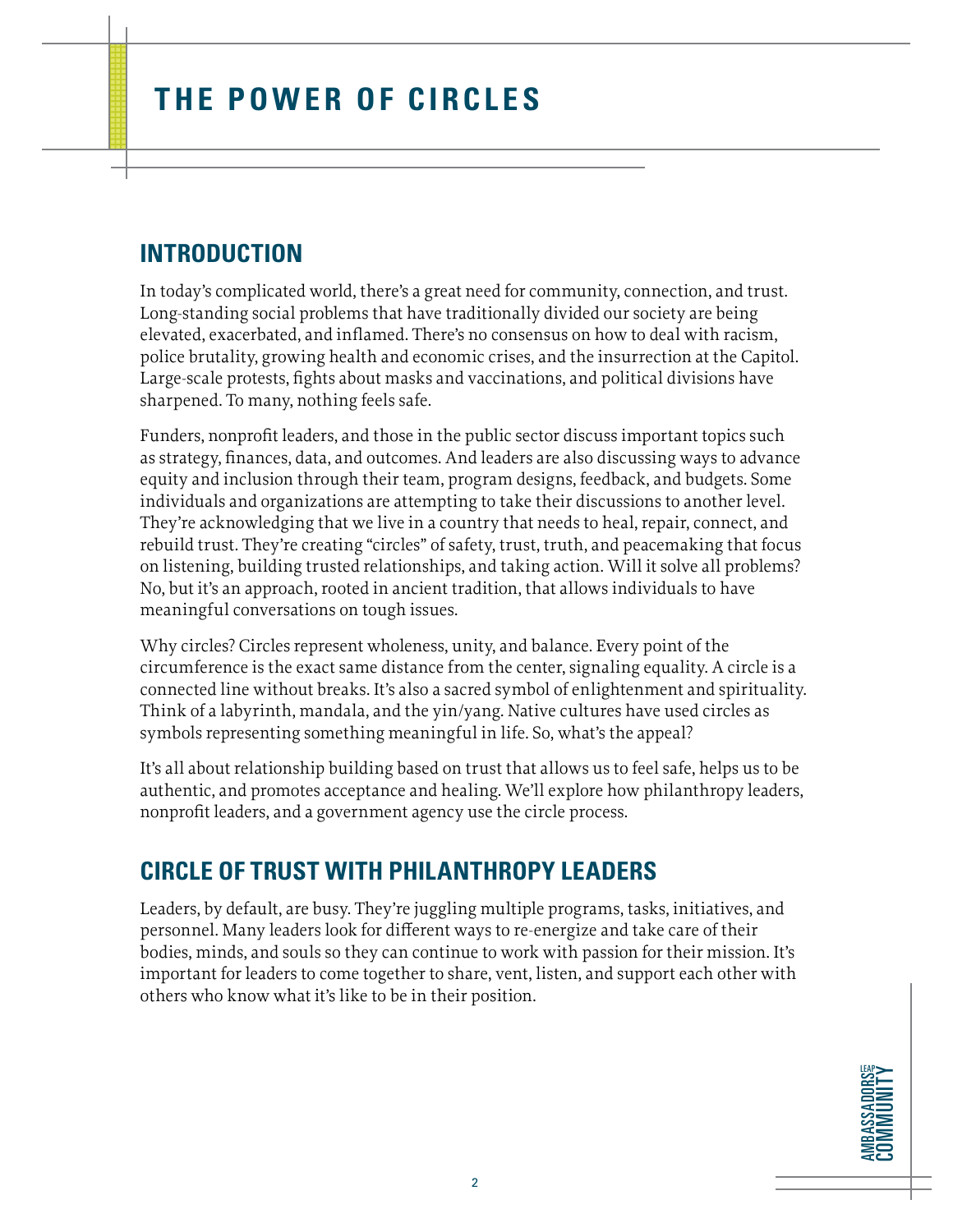# THE POWER OF CIRCLES

## INTRODUCTION

In today's complicated world, there's a great need for community, connection, and trust. Long-standing social problems that have traditionally divided our society are being elevated, exacerbated, and inflamed. There's no consensus on how to deal with racism, police brutality, growing health and economic crises, and the insurrection at the Capitol. Large-scale protests, fights about masks and vaccinations, and political divisions have sharpened. To many, nothing feels safe.

Funders, nonprofit leaders, and those in the public sector discuss important topics such as strategy, finances, data, and outcomes. And leaders are also discussing ways to advance equity and inclusion through their team, program designs, feedback, and budgets. Some individuals and organizations are attempting to take their discussions to another level. They're acknowledging that we live in a country that needs to heal, repair, connect, and rebuild trust. They're creating "circles" of safety, trust, truth, and peacemaking that focus on listening, building trusted relationships, and taking action. Will it solve all problems? No, but it's an approach, rooted in ancient tradition, that allows individuals to have meaningful conversations on tough issues.

Why circles? Circles represent wholeness, unity, and balance. Every point of the circumference is the exact same distance from the center, signaling equality. A circle is a connected line without breaks. It's also a sacred symbol of enlightenment and spirituality. Think of a labyrinth, mandala, and the yin/yang. Native cultures have used circles as symbols representing something meaningful in life. So, what's the appeal?

It's all about relationship building based on trust that allows us to feel safe, helps us to be authentic, and promotes acceptance and healing. We'll explore how philanthropy leaders, nonprofit leaders, and a government agency use the circle process.

## CIRCLE OF TRUST WITH PHILANTHROPY LEADERS

Leaders, by default, are busy. They're juggling multiple programs, tasks, initiatives, and personnel. Many leaders look for different ways to re-energize and take care of their bodies, minds, and souls so they can continue to work with passion for their mission. It's important for leaders to come together to share, vent, listen, and support each other with others who know what it's like to be in their position.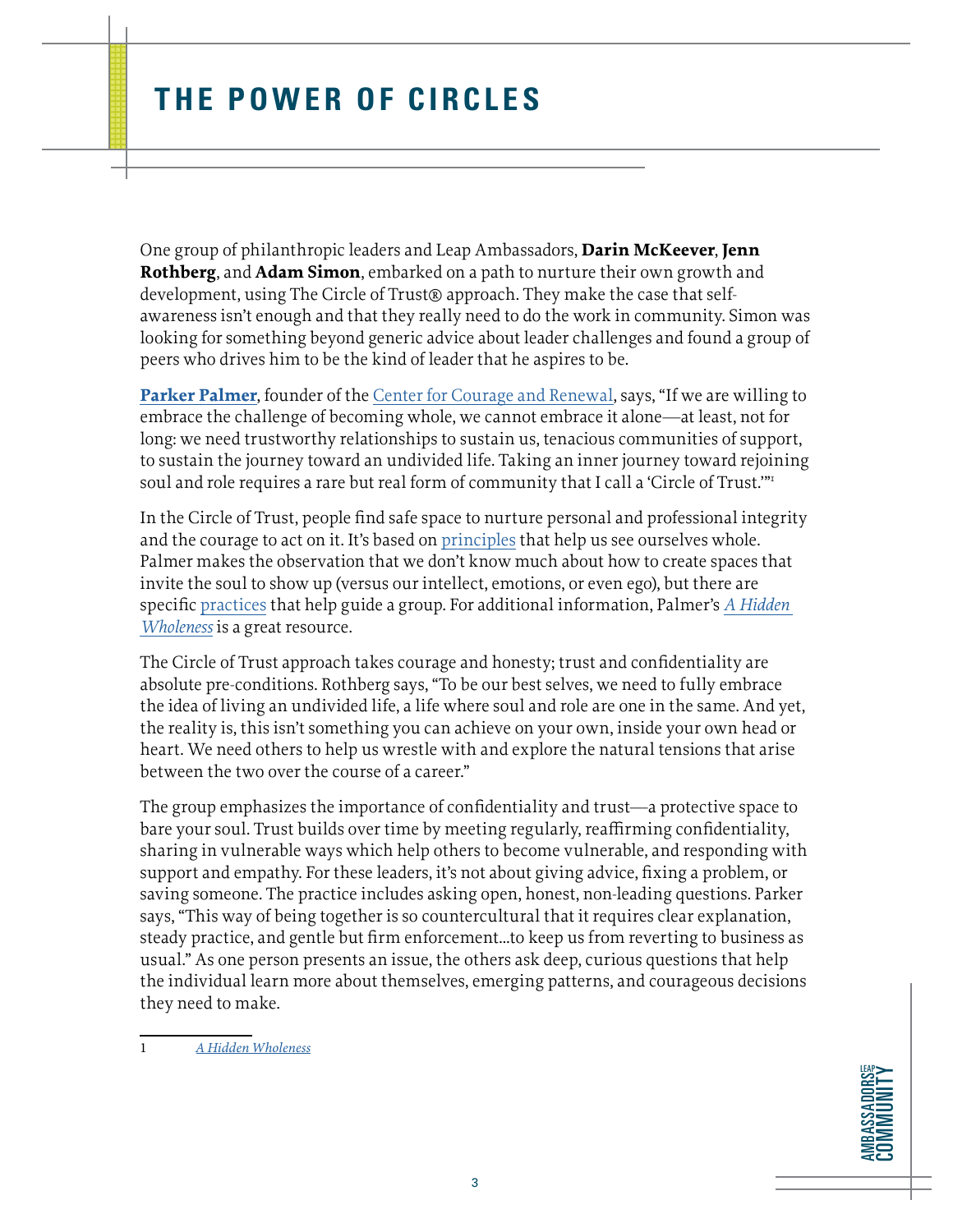# THE POWER OF CIRCLES

One group of philanthropic leaders and Leap Ambassadors, **Darin McKeever**, **Jenn Rothberg**, and **Adam Simon**, embarked on a path to nurture their own growth and development, using The Circle of Trust® approach. They make the case that self-awareness isn't enough and that they really need to do the work in community. Simon was looking for something beyond generic advice about leader challenges and found a group of peers who drives him to be the kind of leader that he aspires to be.

**Parker Palmer**, founder of the Center for Courage and Renewal, says, "If we are willing to embrace the challenge of becoming whole, we cannot embrace it alone—at least, not for long: we need trustworthy relationships to sustain us, tenacious communities of support, to sustain the journey toward an undivided life. Taking an inner journey toward rejoining soul and role requires a rare but real form of community that I call a 'Circle of Trust.'"[1]

In the Circle of Trust, people find safe space to nurture personal and professional integrity and the courage to act on it. It's based on principles that help us see ourselves whole. Palmer makes the observation that we don't know much about how to create spaces that invite the soul to show up (versus our intellect, emotions, or even ego), but there are specific practices that help guide a group. For additional information, Palmer's *A Hidden Wholeness* is a great resource.

The Circle of Trust approach takes courage and honesty; trust and confidentiality are absolute pre-conditions. Rothberg says, "To be our best selves, we need to fully embrace the idea of living an undivided life, a life where soul and role are one in the same. And yet, the reality is, this isn't something you can achieve on your own, inside your own head or heart. We need others to help us wrestle with and explore the natural tensions that arise between the two over the course of a career."

The group emphasizes the importance of confidentiality and trust—a protective space to bare your soul. Trust builds over time by meeting regularly, reaffirming confidentiality, sharing in vulnerable ways which help others to become vulnerable, and responding with support and empathy. For these leaders, it's not about giving advice, fixing a problem, or saving someone. The practice includes asking open, honest, non-leading questions. Parker says, "This way of being together is so countercultural that it requires clear explanation, steady practice, and gentle but firm enforcement…to keep us from reverting to business as usual." As one person presents an issue, the others ask deep, curious questions that help the individual learn more about themselves, emerging patterns, and courageous decisions they need to make.

---

1 *A Hidden Wholeness*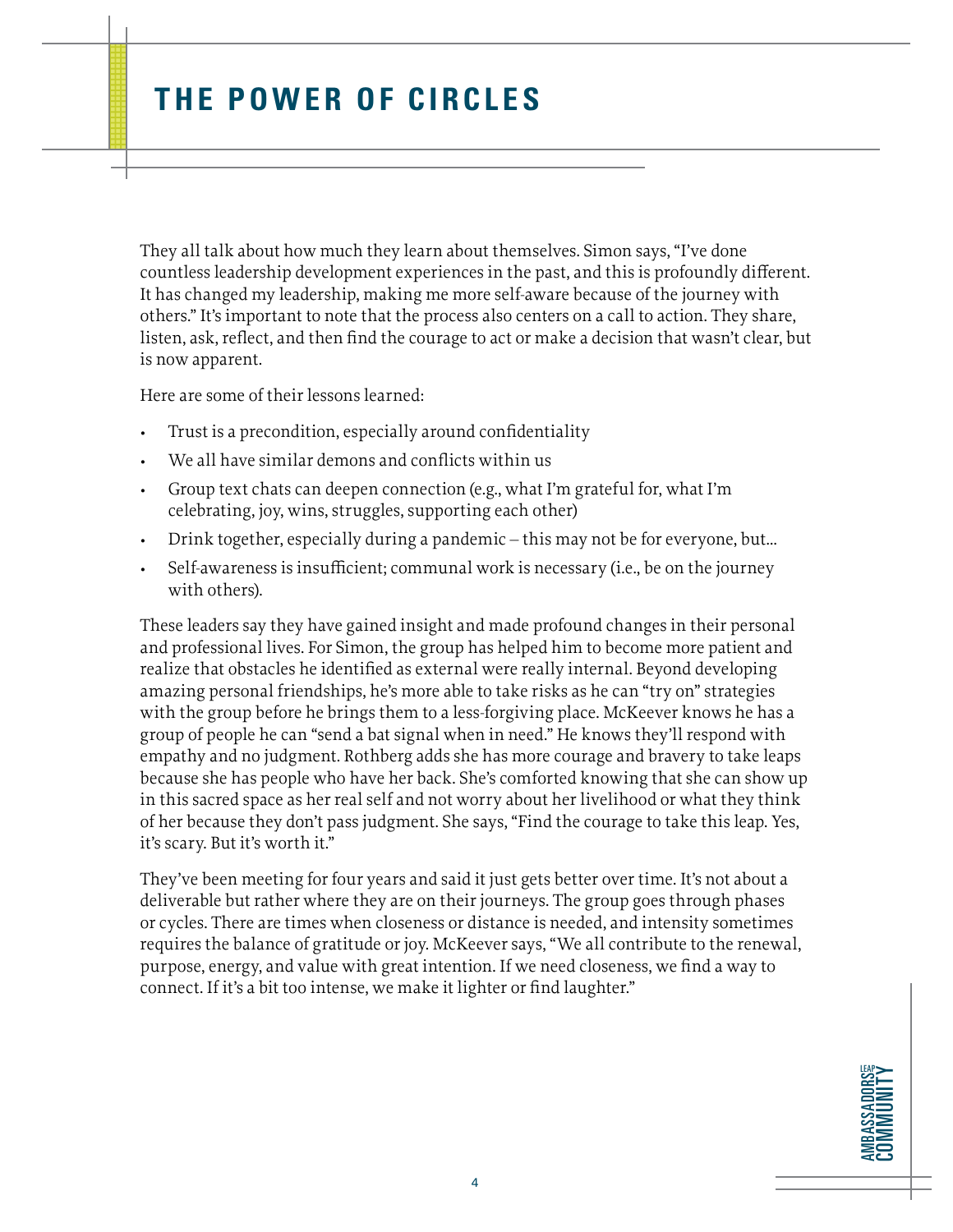# THE POWER OF CIRCLES

They all talk about how much they learn about themselves. Simon says, "I've done countless leadership development experiences in the past, and this is profoundly different. It has changed my leadership, making me more self-aware because of the journey with others." It's important to note that the process also centers on a call to action. They share, listen, ask, reflect, and then find the courage to act or make a decision that wasn't clear, but is now apparent.

Here are some of their lessons learned:

- Trust is a precondition, especially around confidentiality
- We all have similar demons and conflicts within us
- Group text chats can deepen connection (e.g., what I'm grateful for, what I'm celebrating, joy, wins, struggles, supporting each other)
- Drink together, especially during a pandemic – this may not be for everyone, but...
- Self-awareness is insufficient; communal work is necessary (i.e., be on the journey with others).

These leaders say they have gained insight and made profound changes in their personal and professional lives. For Simon, the group has helped him to become more patient and realize that obstacles he identified as external were really internal. Beyond developing amazing personal friendships, he's more able to take risks as he can "try on" strategies with the group before he brings them to a less-forgiving place. McKeever knows he has a group of people he can "send a bat signal when in need." He knows they'll respond with empathy and no judgment. Rothberg adds she has more courage and bravery to take leaps because she has people who have her back. She's comforted knowing that she can show up in this sacred space as her real self and not worry about her livelihood or what they think of her because they don't pass judgment. She says, "Find the courage to take this leap. Yes, it's scary. But it's worth it."

They've been meeting for four years and said it just gets better over time. It's not about a deliverable but rather where they are on their journeys. The group goes through phases or cycles. There are times when closeness or distance is needed, and intensity sometimes requires the balance of gratitude or joy. McKeever says, "We all contribute to the renewal, purpose, energy, and value with great intention. If we need closeness, we find a way to connect. If it's a bit too intense, we make it lighter or find laughter."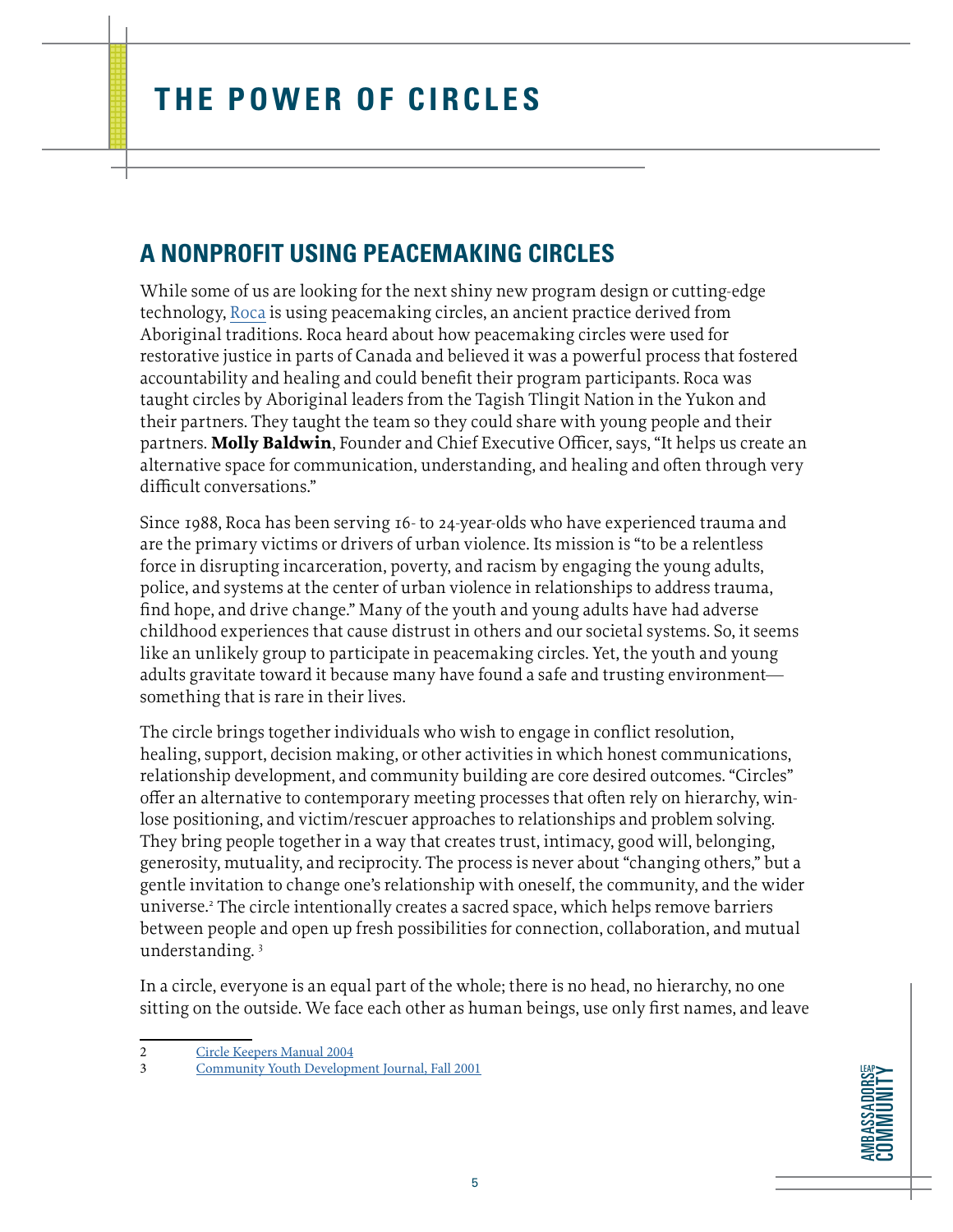# THE POWER OF CIRCLES

## A NONPROFIT USING PEACEMAKING CIRCLES

While some of us are looking for the next shiny new program design or cutting-edge technology, Roca is using peacemaking circles, an ancient practice derived from Aboriginal traditions. Roca heard about how peacemaking circles were used for restorative justice in parts of Canada and believed it was a powerful process that fostered accountability and healing and could benefit their program participants. Roca was taught circles by Aboriginal leaders from the Tagish Tlingit Nation in the Yukon and their partners. They taught the team so they could share with young people and their partners. **Molly Baldwin**, Founder and Chief Executive Officer, says, "It helps us create an alternative space for communication, understanding, and healing and often through very difficult conversations."

Since 1988, Roca has been serving 16- to 24-year-olds who have experienced trauma and are the primary victims or drivers of urban violence. Its mission is "to be a relentless force in disrupting incarceration, poverty, and racism by engaging the young adults, police, and systems at the center of urban violence in relationships to address trauma, find hope, and drive change." Many of the youth and young adults have had adverse childhood experiences that cause distrust in others and our societal systems. So, it seems like an unlikely group to participate in peacemaking circles. Yet, the youth and young adults gravitate toward it because many have found a safe and trusting environment—something that is rare in their lives.

The circle brings together individuals who wish to engage in conflict resolution, healing, support, decision making, or other activities in which honest communications, relationship development, and community building are core desired outcomes. "Circles" offer an alternative to contemporary meeting processes that often rely on hierarchy, win-lose positioning, and victim/rescuer approaches to relationships and problem solving. They bring people together in a way that creates trust, intimacy, good will, belonging, generosity, mutuality, and reciprocity. The process is never about "changing others," but a gentle invitation to change one's relationship with oneself, the community, and the wider universe.[2] The circle intentionally creates a sacred space, which helps remove barriers between people and open up fresh possibilities for connection, collaboration, and mutual understanding.[3]

In a circle, everyone is an equal part of the whole; there is no head, no hierarchy, no one sitting on the outside. We face each other as human beings, use only first names, and leave

---

2 Circle Keepers Manual 2004

3 Community Youth Development Journal, Fall 2001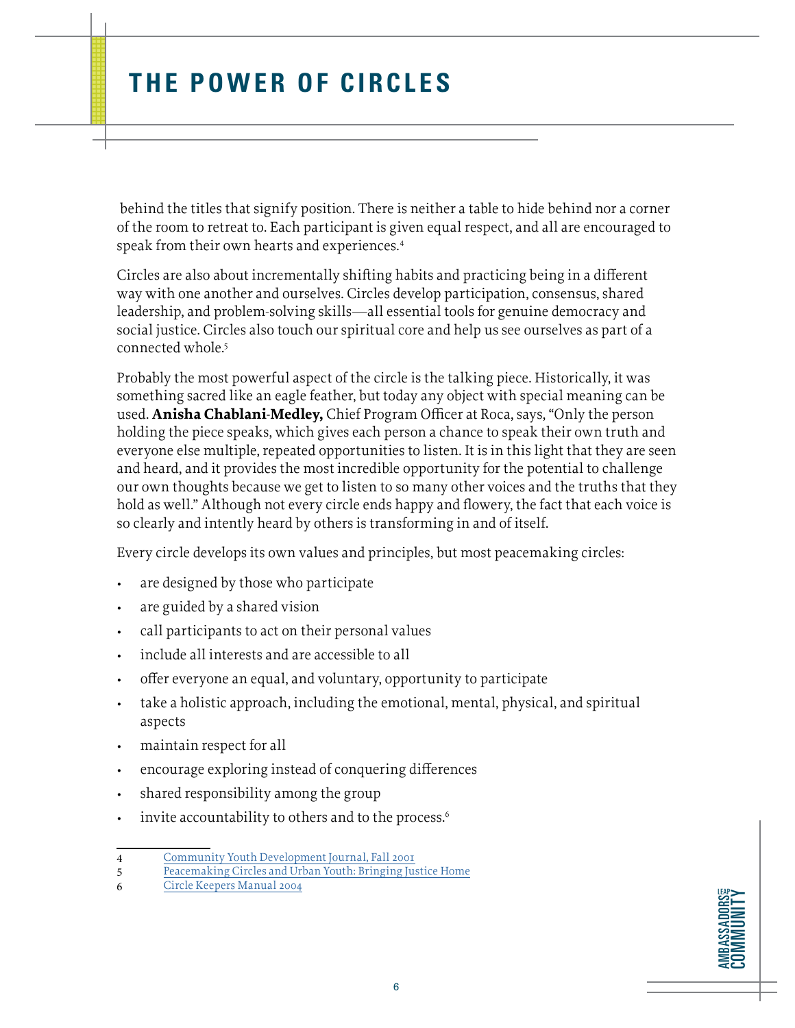# THE POWER OF CIRCLES

behind the titles that signify position. There is neither a table to hide behind nor a corner of the room to retreat to. Each participant is given equal respect, and all are encouraged to speak from their own hearts and experiences.[4]

Circles are also about incrementally shifting habits and practicing being in a different way with one another and ourselves. Circles develop participation, consensus, shared leadership, and problem-solving skills—all essential tools for genuine democracy and social justice. Circles also touch our spiritual core and help us see ourselves as part of a connected whole.[5]

Probably the most powerful aspect of the circle is the talking piece. Historically, it was something sacred like an eagle feather, but today any object with special meaning can be used. **Anisha Chablani-Medley,** Chief Program Officer at Roca, says, "Only the person holding the piece speaks, which gives each person a chance to speak their own truth and everyone else multiple, repeated opportunities to listen. It is in this light that they are seen and heard, and it provides the most incredible opportunity for the potential to challenge our own thoughts because we get to listen to so many other voices and the truths that they hold as well." Although not every circle ends happy and flowery, the fact that each voice is so clearly and intently heard by others is transforming in and of itself.

Every circle develops its own values and principles, but most peacemaking circles:

- are designed by those who participate
- are guided by a shared vision
- call participants to act on their personal values
- include all interests and are accessible to all
- offer everyone an equal, and voluntary, opportunity to participate
- take a holistic approach, including the emotional, mental, physical, and spiritual aspects
- maintain respect for all
- encourage exploring instead of conquering differences
- shared responsibility among the group
- invite accountability to others and to the process.[6]

---

4 Community Youth Development Journal, Fall 2001

5 Peacemaking Circles and Urban Youth: Bringing Justice Home

6 Circle Keepers Manual 2004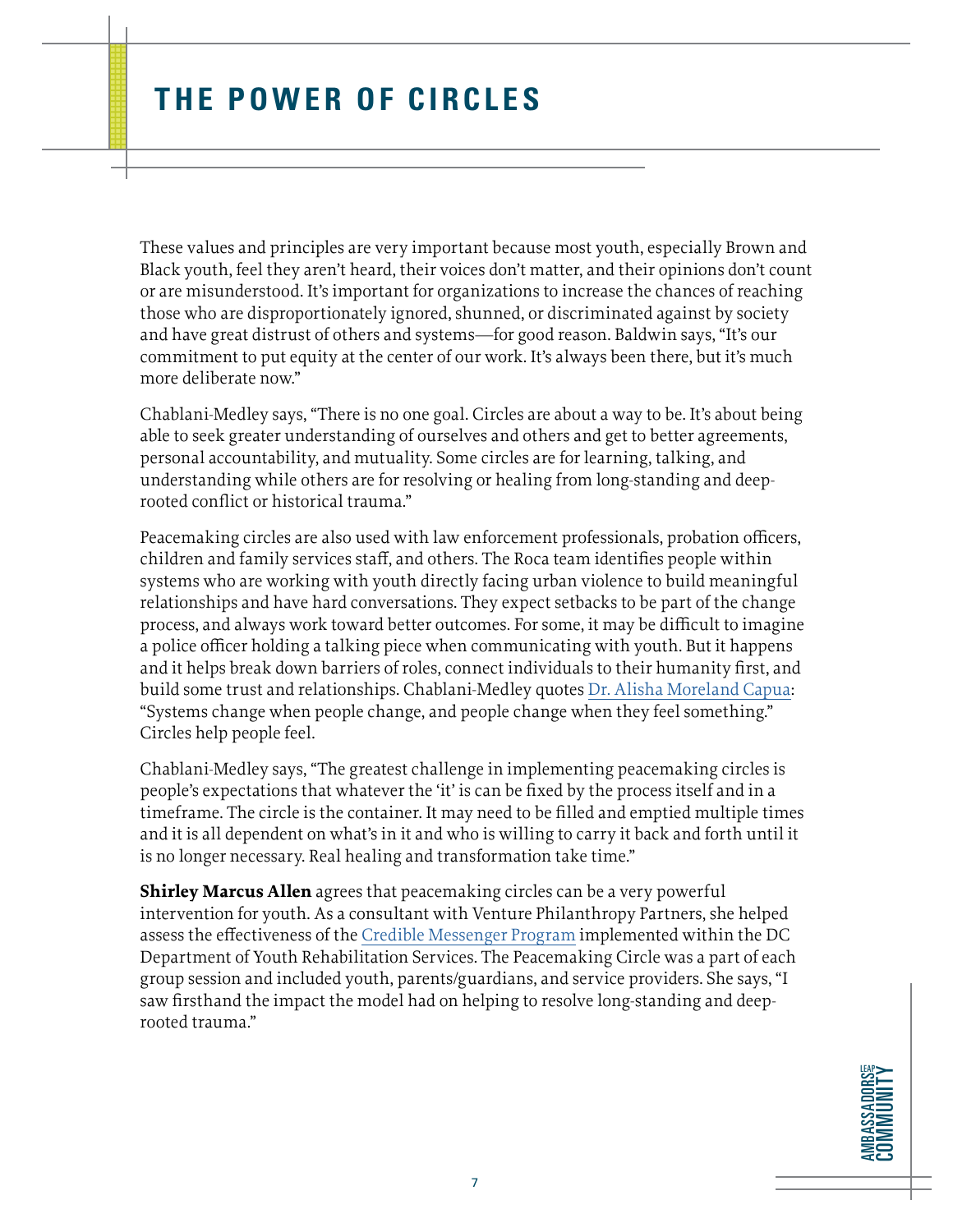# THE POWER OF CIRCLES

These values and principles are very important because most youth, especially Brown and Black youth, feel they aren't heard, their voices don't matter, and their opinions don't count or are misunderstood. It's important for organizations to increase the chances of reaching those who are disproportionately ignored, shunned, or discriminated against by society and have great distrust of others and systems—for good reason. Baldwin says, "It's our commitment to put equity at the center of our work. It's always been there, but it's much more deliberate now."

Chablani-Medley says, "There is no one goal. Circles are about a way to be. It's about being able to seek greater understanding of ourselves and others and get to better agreements, personal accountability, and mutuality. Some circles are for learning, talking, and understanding while others are for resolving or healing from long-standing and deep-rooted conflict or historical trauma."

Peacemaking circles are also used with law enforcement professionals, probation officers, children and family services staff, and others. The Roca team identifies people within systems who are working with youth directly facing urban violence to build meaningful relationships and have hard conversations. They expect setbacks to be part of the change process, and always work toward better outcomes. For some, it may be difficult to imagine a police officer holding a talking piece when communicating with youth. But it happens and it helps break down barriers of roles, connect individuals to their humanity first, and build some trust and relationships. Chablani-Medley quotes Dr. Alisha Moreland Capua: "Systems change when people change, and people change when they feel something." Circles help people feel.

Chablani-Medley says, "The greatest challenge in implementing peacemaking circles is people's expectations that whatever the 'it' is can be fixed by the process itself and in a timeframe. The circle is the container. It may need to be filled and emptied multiple times and it is all dependent on what's in it and who is willing to carry it back and forth until it is no longer necessary. Real healing and transformation take time."

**Shirley Marcus Allen** agrees that peacemaking circles can be a very powerful intervention for youth. As a consultant with Venture Philanthropy Partners, she helped assess the effectiveness of the Credible Messenger Program implemented within the DC Department of Youth Rehabilitation Services. The Peacemaking Circle was a part of each group session and included youth, parents/guardians, and service providers. She says, "I saw firsthand the impact the model had on helping to resolve long-standing and deep-rooted trauma."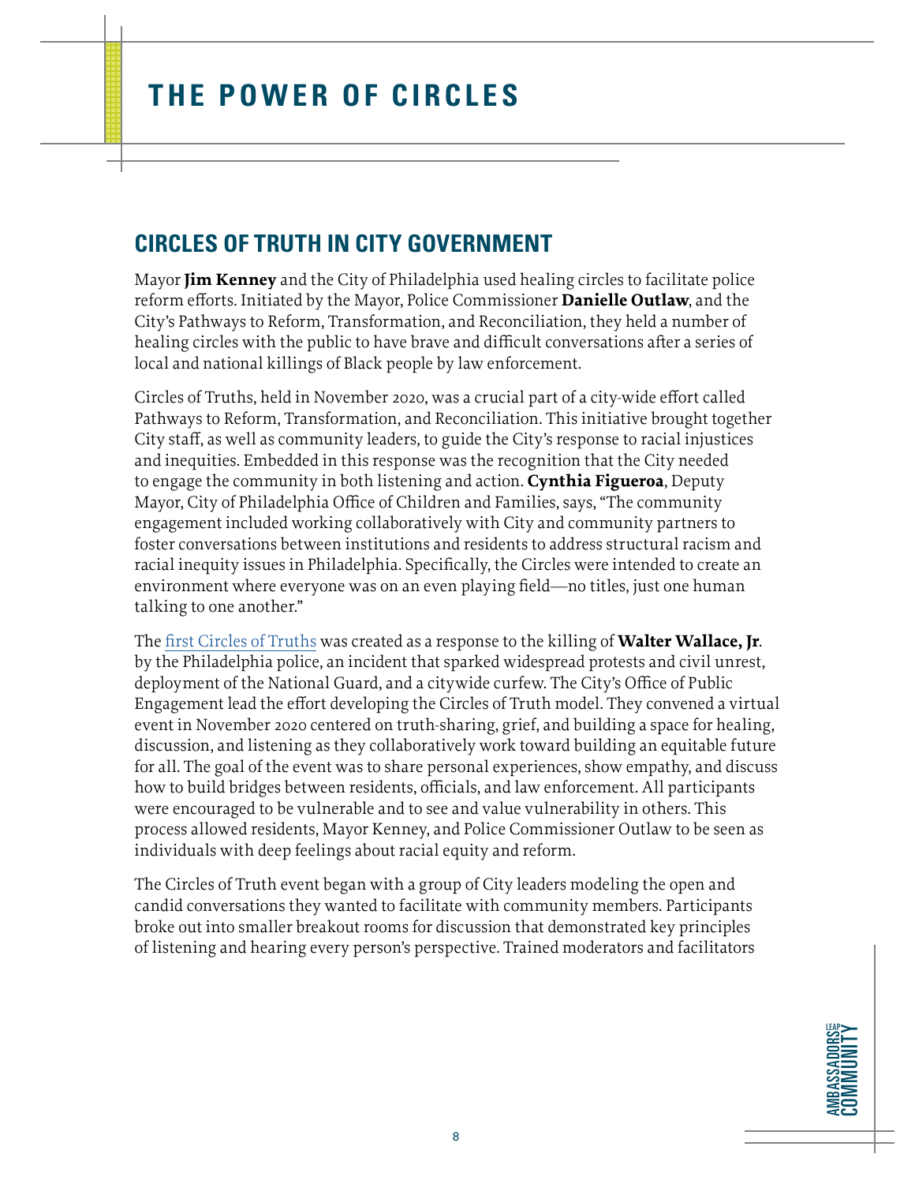# THE POWER OF CIRCLES

## CIRCLES OF TRUTH IN CITY GOVERNMENT

Mayor **Jim Kenney** and the City of Philadelphia used healing circles to facilitate police reform efforts. Initiated by the Mayor, Police Commissioner **Danielle Outlaw**, and the City's Pathways to Reform, Transformation, and Reconciliation, they held a number of healing circles with the public to have brave and difficult conversations after a series of local and national killings of Black people by law enforcement.

Circles of Truths, held in November 2020, was a crucial part of a city-wide effort called Pathways to Reform, Transformation, and Reconciliation. This initiative brought together City staff, as well as community leaders, to guide the City's response to racial injustices and inequities. Embedded in this response was the recognition that the City needed to engage the community in both listening and action. **Cynthia Figueroa**, Deputy Mayor, City of Philadelphia Office of Children and Families, says, "The community engagement included working collaboratively with City and community partners to foster conversations between institutions and residents to address structural racism and racial inequity issues in Philadelphia. Specifically, the Circles were intended to create an environment where everyone was on an even playing field—no titles, just one human talking to one another."

The first Circles of Truths was created as a response to the killing of **Walter Wallace, Jr**. by the Philadelphia police, an incident that sparked widespread protests and civil unrest, deployment of the National Guard, and a citywide curfew. The City's Office of Public Engagement lead the effort developing the Circles of Truth model. They convened a virtual event in November 2020 centered on truth-sharing, grief, and building a space for healing, discussion, and listening as they collaboratively work toward building an equitable future for all. The goal of the event was to share personal experiences, show empathy, and discuss how to build bridges between residents, officials, and law enforcement. All participants were encouraged to be vulnerable and to see and value vulnerability in others. This process allowed residents, Mayor Kenney, and Police Commissioner Outlaw to be seen as individuals with deep feelings about racial equity and reform.

The Circles of Truth event began with a group of City leaders modeling the open and candid conversations they wanted to facilitate with community members. Participants broke out into smaller breakout rooms for discussion that demonstrated key principles of listening and hearing every person's perspective. Trained moderators and facilitators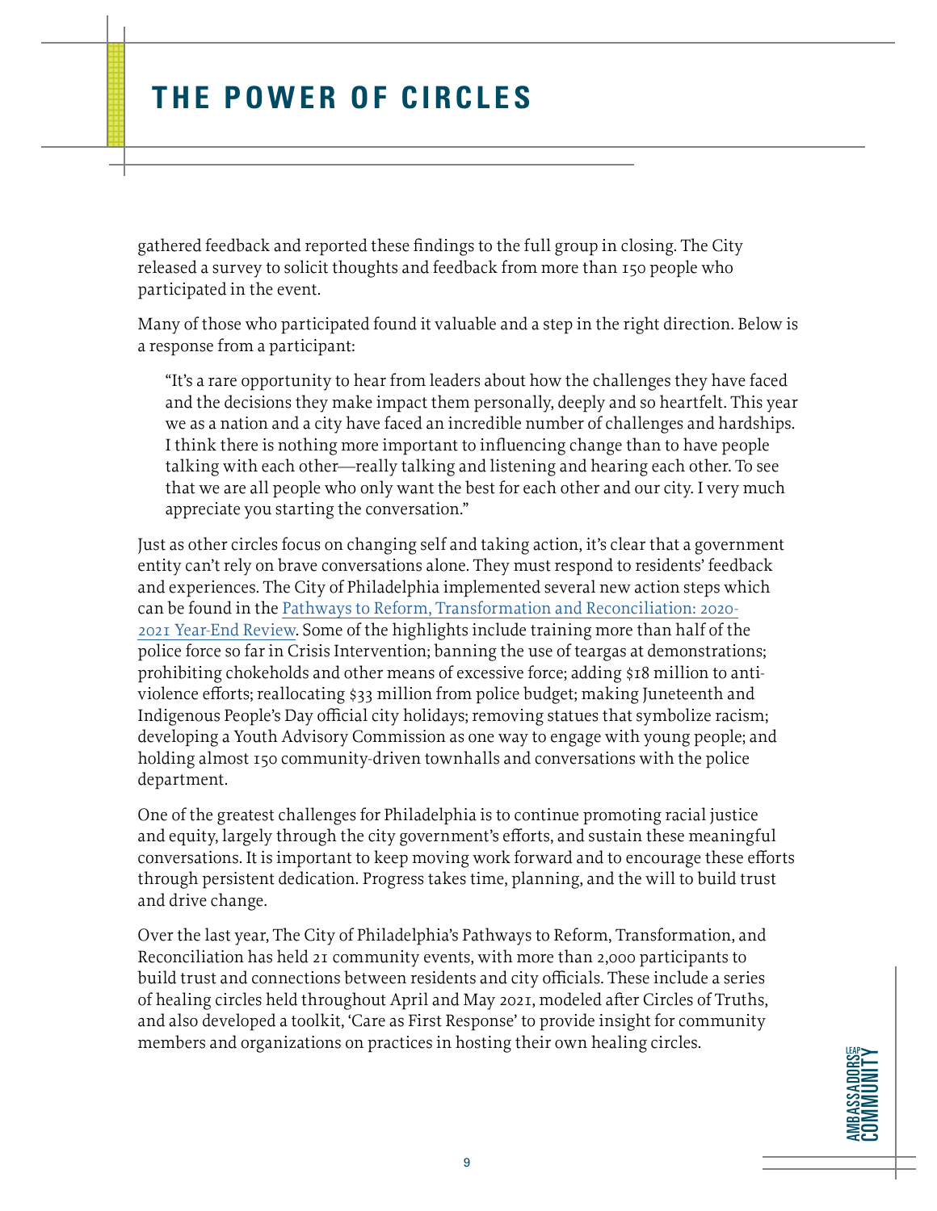# THE POWER OF CIRCLES

gathered feedback and reported these findings to the full group in closing. The City released a survey to solicit thoughts and feedback from more than 150 people who participated in the event.

Many of those who participated found it valuable and a step in the right direction. Below is a response from a participant:

> "It's a rare opportunity to hear from leaders about how the challenges they have faced and the decisions they make impact them personally, deeply and so heartfelt. This year we as a nation and a city have faced an incredible number of challenges and hardships. I think there is nothing more important to influencing change than to have people talking with each other—really talking and listening and hearing each other. To see that we are all people who only want the best for each other and our city. I very much appreciate you starting the conversation."

Just as other circles focus on changing self and taking action, it's clear that a government entity can't rely on brave conversations alone. They must respond to residents' feedback and experiences. The City of Philadelphia implemented several new action steps which can be found in the Pathways to Reform, Transformation and Reconciliation: 2020-2021 Year-End Review. Some of the highlights include training more than half of the police force so far in Crisis Intervention; banning the use of teargas at demonstrations; prohibiting chokeholds and other means of excessive force; adding $18 million to anti-violence efforts; reallocating $33 million from police budget; making Juneteenth and Indigenous People's Day official city holidays; removing statues that symbolize racism; developing a Youth Advisory Commission as one way to engage with young people; and holding almost 150 community-driven townhalls and conversations with the police department.

One of the greatest challenges for Philadelphia is to continue promoting racial justice and equity, largely through the city government's efforts, and sustain these meaningful conversations. It is important to keep moving work forward and to encourage these efforts through persistent dedication. Progress takes time, planning, and the will to build trust and drive change.

Over the last year, The City of Philadelphia's Pathways to Reform, Transformation, and Reconciliation has held 21 community events, with more than 2,000 participants to build trust and connections between residents and city officials. These include a series of healing circles held throughout April and May 2021, modeled after Circles of Truths, and also developed a toolkit, 'Care as First Response' to provide insight for community members and organizations on practices in hosting their own healing circles.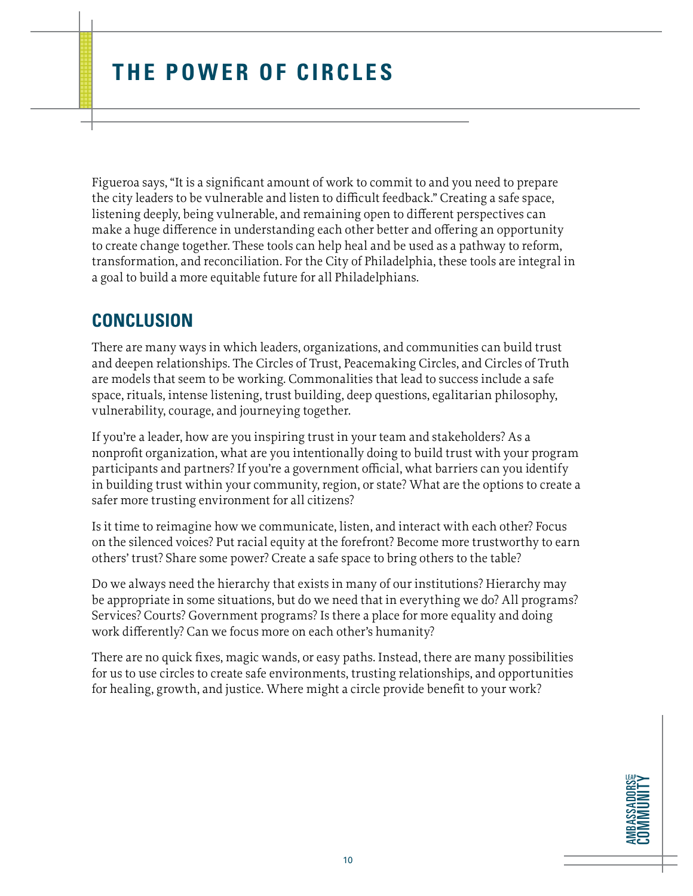# THE POWER OF CIRCLES

Figueroa says, "It is a significant amount of work to commit to and you need to prepare the city leaders to be vulnerable and listen to difficult feedback." Creating a safe space, listening deeply, being vulnerable, and remaining open to different perspectives can make a huge difference in understanding each other better and offering an opportunity to create change together. These tools can help heal and be used as a pathway to reform, transformation, and reconciliation. For the City of Philadelphia, these tools are integral in a goal to build a more equitable future for all Philadelphians.

## CONCLUSION

There are many ways in which leaders, organizations, and communities can build trust and deepen relationships. The Circles of Trust, Peacemaking Circles, and Circles of Truth are models that seem to be working. Commonalities that lead to success include a safe space, rituals, intense listening, trust building, deep questions, egalitarian philosophy, vulnerability, courage, and journeying together.

If you're a leader, how are you inspiring trust in your team and stakeholders? As a nonprofit organization, what are you intentionally doing to build trust with your program participants and partners? If you're a government official, what barriers can you identify in building trust within your community, region, or state? What are the options to create a safer more trusting environment for all citizens?

Is it time to reimagine how we communicate, listen, and interact with each other? Focus on the silenced voices? Put racial equity at the forefront? Become more trustworthy to earn others' trust? Share some power? Create a safe space to bring others to the table?

Do we always need the hierarchy that exists in many of our institutions? Hierarchy may be appropriate in some situations, but do we need that in everything we do? All programs? Services? Courts? Government programs? Is there a place for more equality and doing work differently? Can we focus more on each other's humanity?

There are no quick fixes, magic wands, or easy paths. Instead, there are many possibilities for us to use circles to create safe environments, trusting relationships, and opportunities for healing, growth, and justice. Where might a circle provide benefit to your work?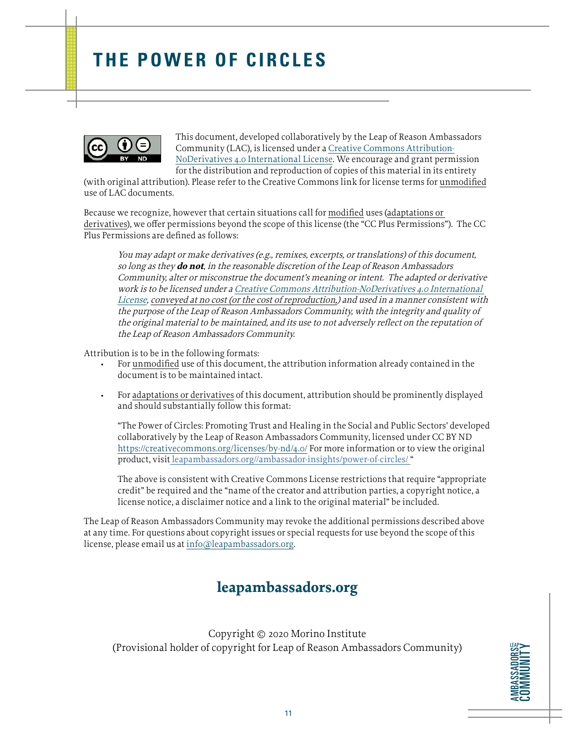# THE POWER OF CIRCLES

This document, developed collaboratively by the Leap of Reason Ambassadors Community (LAC), is licensed under a Creative Commons Attribution-NoDerivatives 4.0 International License. We encourage and grant permission for the distribution and reproduction of copies of this material in its entirety (with original attribution). Please refer to the Creative Commons link for license terms for unmodified use of LAC documents.

Because we recognize, however that certain situations call for modified uses (adaptations or derivatives), we offer permissions beyond the scope of this license (the "CC Plus Permissions"). The CC Plus Permissions are defined as follows:

> *You may adapt or make derivatives (e.g., remixes, excerpts, or translations) of this document, so long as they* ***do not****, in the reasonable discretion of the Leap of Reason Ambassadors Community, alter or misconstrue the document's meaning or intent. The adapted or derivative work is to be licensed under a Creative Commons Attribution-NoDerivatives 4.0 International License, conveyed at no cost (or the cost of reproduction,) and used in a manner consistent with the purpose of the Leap of Reason Ambassadors Community, with the integrity and quality of the original material to be maintained, and its use to not adversely reflect on the reputation of the Leap of Reason Ambassadors Community.*

Attribution is to be in the following formats:

- For unmodified use of this document, the attribution information already contained in the document is to be maintained intact.
- For adaptations or derivatives of this document, attribution should be prominently displayed and should substantially follow this format:

  "The Power of Circles: Promoting Trust and Healing in the Social and Public Sectors' developed collaboratively by the Leap of Reason Ambassadors Community, licensed under CC BY ND https://creativecommons.org/licenses/by-nd/4.0/ For more information or to view the original product, visit leapambassadors.org//ambassador-insights/power-of-circles/ "

  The above is consistent with Creative Commons License restrictions that require "appropriate credit" be required and the "name of the creator and attribution parties, a copyright notice, a license notice, a disclaimer notice and a link to the original material" be included.

The Leap of Reason Ambassadors Community may revoke the additional permissions described above at any time. For questions about copyright issues or special requests for use beyond the scope of this license, please email us at info@leapambassadors.org.

**leapambassadors.org**

Copyright © 2020 Morino Institute
(Provisional holder of copyright for Leap of Reason Ambassadors Community)

LEAP AMBASSADORS COMMUNITY